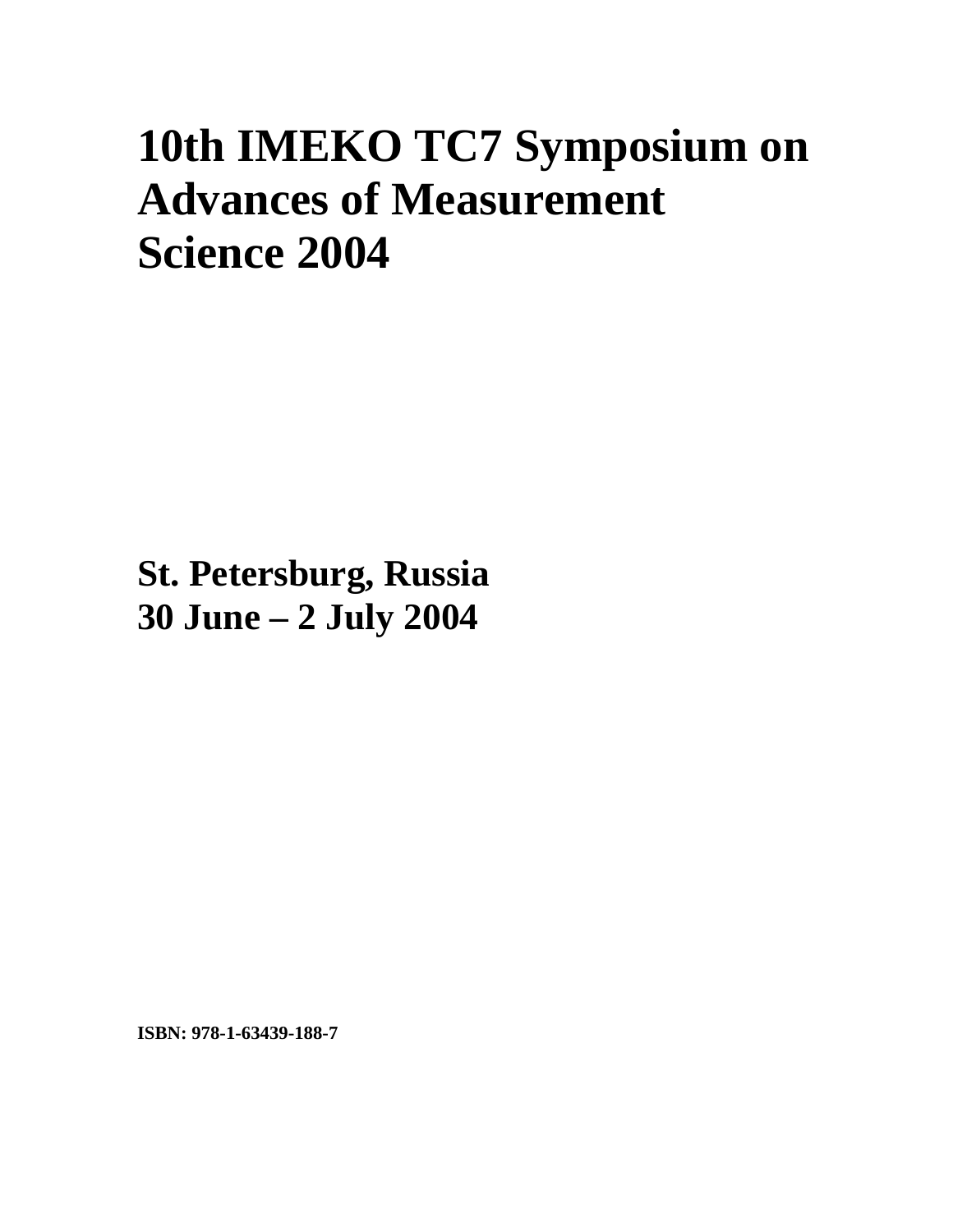# 10th IMEKO TC7 Symposium on Advances of Measurement Science 2004

## St. Petersburg, Russia
## 30 June – 2 July 2004

**ISBN: 978-1-63439-188-7**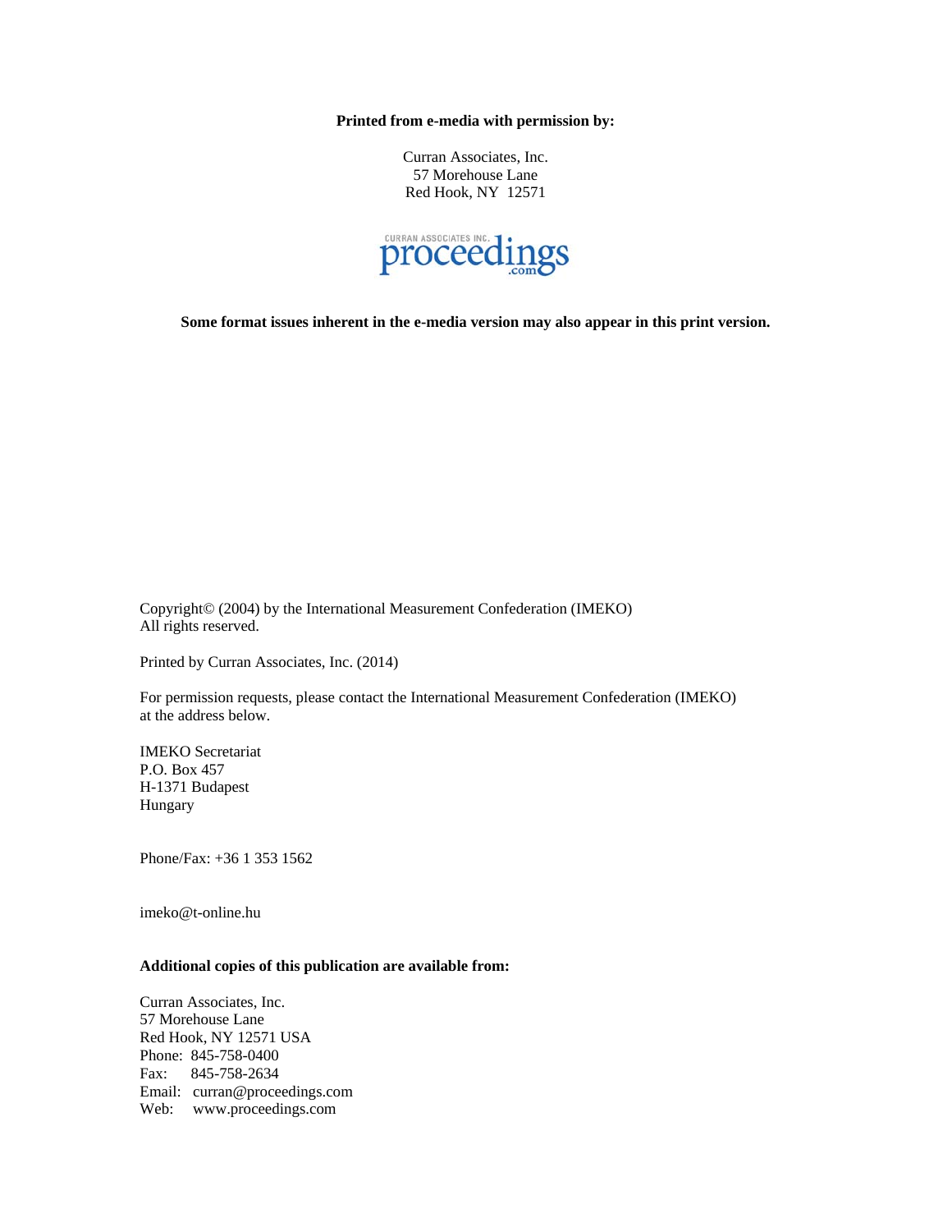**Printed from e-media with permission by:**

Curran Associates, Inc.
57 Morehouse Lane
Red Hook, NY 12571

CURRAN ASSOCIATES INC. proceedings .com

**Some format issues inherent in the e-media version may also appear in this print version.**

Copyright© (2004) by the International Measurement Confederation (IMEKO)
All rights reserved.

Printed by Curran Associates, Inc. (2014)

For permission requests, please contact the International Measurement Confederation (IMEKO) at the address below.

IMEKO Secretariat
P.O. Box 457
H-1371 Budapest
Hungary

Phone/Fax: +36 1 353 1562

imeko@t-online.hu

**Additional copies of this publication are available from:**

Curran Associates, Inc.
57 Morehouse Lane
Red Hook, NY 12571 USA
Phone: 845-758-0400
Fax: 845-758-2634
Email: curran@proceedings.com
Web: www.proceedings.com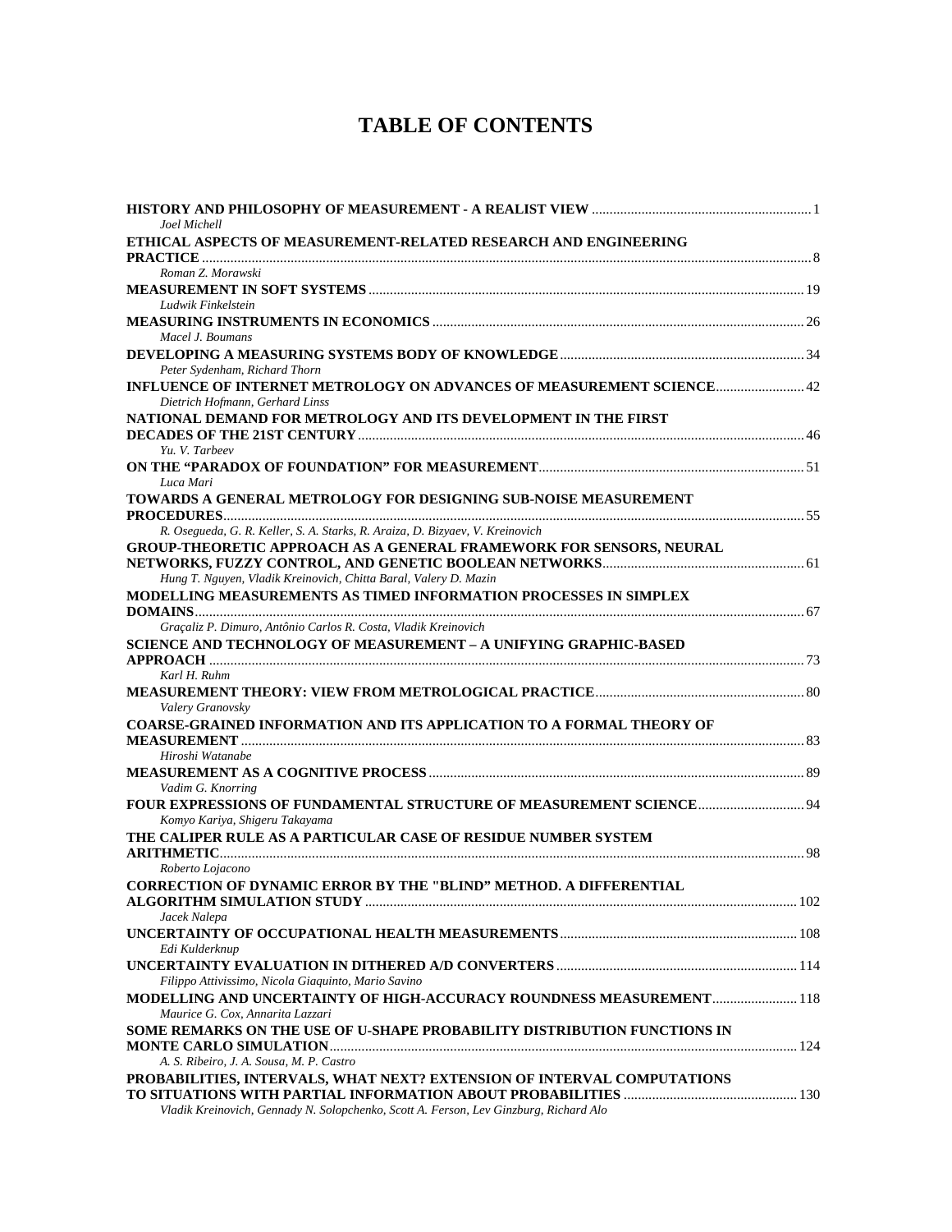# TABLE OF CONTENTS

**HISTORY AND PHILOSOPHY OF MEASUREMENT - A REALIST VIEW** ............ 1
*Joel Michell*

**ETHICAL ASPECTS OF MEASUREMENT-RELATED RESEARCH AND ENGINEERING PRACTICE** ............ 8
*Roman Z. Morawski*

**MEASUREMENT IN SOFT SYSTEMS** ............ 19
*Ludwik Finkelstein*

**MEASURING INSTRUMENTS IN ECONOMICS** ............ 26
*Macel J. Boumans*

**DEVELOPING A MEASURING SYSTEMS BODY OF KNOWLEDGE** ............ 34
*Peter Sydenham, Richard Thorn*

**INFLUENCE OF INTERNET METROLOGY ON ADVANCES OF MEASUREMENT SCIENCE** ............ 42
*Dietrich Hofmann, Gerhard Linss*

**NATIONAL DEMAND FOR METROLOGY AND ITS DEVELOPMENT IN THE FIRST DECADES OF THE 21ST CENTURY** ............ 46
*Yu. V. Tarbeev*

**ON THE "PARADOX OF FOUNDATION" FOR MEASUREMENT** ............ 51
*Luca Mari*

**TOWARDS A GENERAL METROLOGY FOR DESIGNING SUB-NOISE MEASUREMENT PROCEDURES** ............ 55
*R. Osegueda, G. R. Keller, S. A. Starks, R. Araiza, D. Bizyaev, V. Kreinovich*

**GROUP-THEORETIC APPROACH AS A GENERAL FRAMEWORK FOR SENSORS, NEURAL NETWORKS, FUZZY CONTROL, AND GENETIC BOOLEAN NETWORKS** ............ 61
*Hung T. Nguyen, Vladik Kreinovich, Chitta Baral, Valery D. Mazin*

**MODELLING MEASUREMENTS AS TIMED INFORMATION PROCESSES IN SIMPLEX DOMAINS** ............ 67
*Graçaliz P. Dimuro, Antônio Carlos R. Costa, Vladik Kreinovich*

**SCIENCE AND TECHNOLOGY OF MEASUREMENT – A UNIFYING GRAPHIC-BASED APPROACH** ............ 73
*Karl H. Ruhm*

**MEASUREMENT THEORY: VIEW FROM METROLOGICAL PRACTICE** ............ 80
*Valery Granovsky*

**COARSE-GRAINED INFORMATION AND ITS APPLICATION TO A FORMAL THEORY OF MEASUREMENT** ............ 83
*Hiroshi Watanabe*

**MEASUREMENT AS A COGNITIVE PROCESS** ............ 89
*Vadim G. Knorring*

**FOUR EXPRESSIONS OF FUNDAMENTAL STRUCTURE OF MEASUREMENT SCIENCE** ............ 94
*Komyo Kariya, Shigeru Takayama*

**THE CALIPER RULE AS A PARTICULAR CASE OF RESIDUE NUMBER SYSTEM ARITHMETIC** ............ 98
*Roberto Lojacono*

**CORRECTION OF DYNAMIC ERROR BY THE "BLIND" METHOD. A DIFFERENTIAL ALGORITHM SIMULATION STUDY** ............ 102
*Jacek Nalepa*

**UNCERTAINTY OF OCCUPATIONAL HEALTH MEASUREMENTS** ............ 108
*Edi Kulderknup*

**UNCERTAINTY EVALUATION IN DITHERED A/D CONVERTERS** ............ 114
*Filippo Attivissimo, Nicola Giaquinto, Mario Savino*

**MODELLING AND UNCERTAINTY OF HIGH-ACCURACY ROUNDNESS MEASUREMENT** ............ 118
*Maurice G. Cox, Annarita Lazzari*

**SOME REMARKS ON THE USE OF U-SHAPE PROBABILITY DISTRIBUTION FUNCTIONS IN MONTE CARLO SIMULATION** ............ 124
*A. S. Ribeiro, J. A. Sousa, M. P. Castro*

**PROBABILITIES, INTERVALS, WHAT NEXT? EXTENSION OF INTERVAL COMPUTATIONS TO SITUATIONS WITH PARTIAL INFORMATION ABOUT PROBABILITIES** ............ 130
*Vladik Kreinovich, Gennady N. Solopchenko, Scott A. Ferson, Lev Ginzburg, Richard Alo*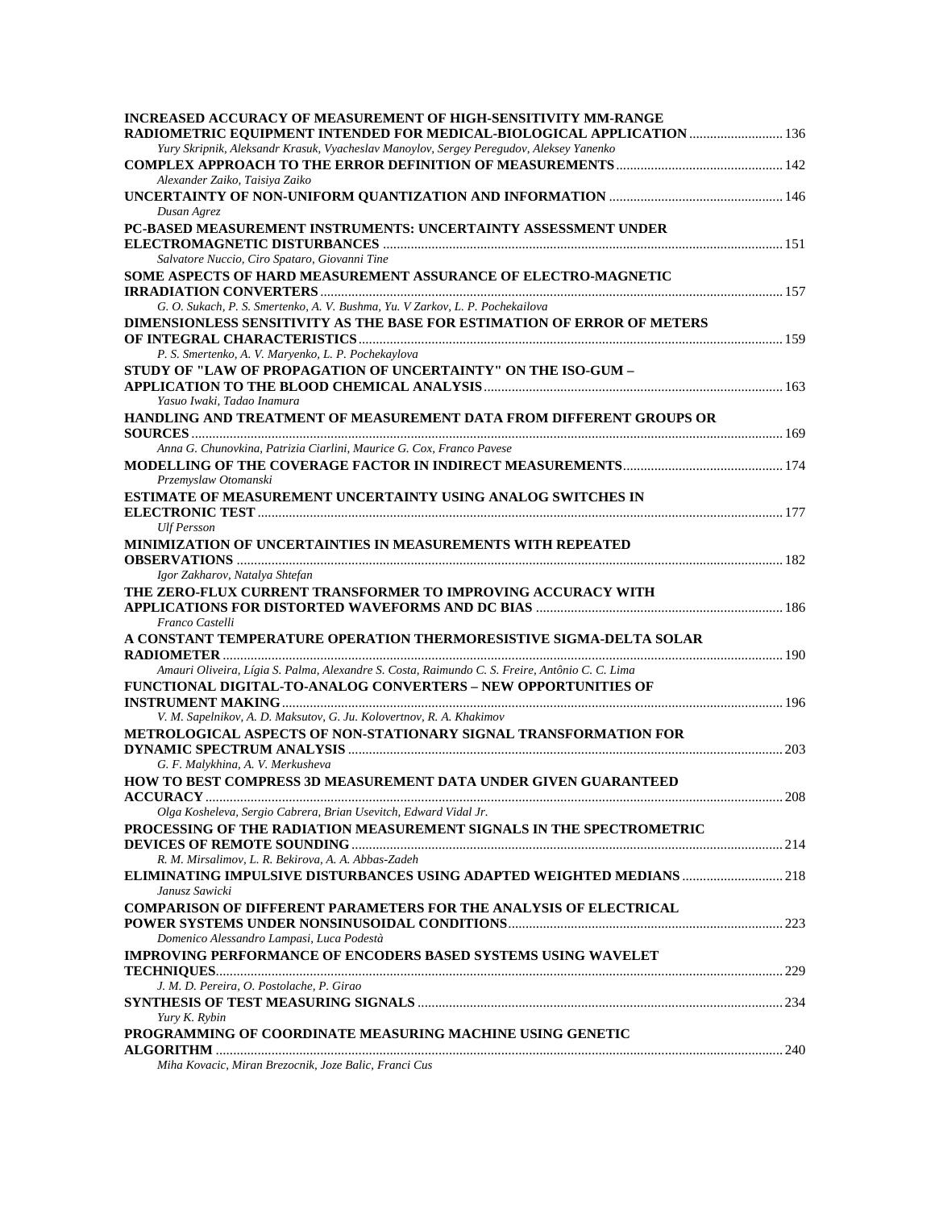**INCREASED ACCURACY OF MEASUREMENT OF HIGH-SENSITIVITY MM-RANGE RADIOMETRIC EQUIPMENT INTENDED FOR MEDICAL-BIOLOGICAL APPLICATION** .......................... 136
*Yury Skripnik, Aleksandr Krasuk, Vyacheslav Manoylov, Sergey Peregudov, Aleksey Yanenko*

**COMPLEX APPROACH TO THE ERROR DEFINITION OF MEASUREMENTS** .............................................. 142
*Alexander Zaiko, Taisiya Zaiko*

**UNCERTAINTY OF NON-UNIFORM QUANTIZATION AND INFORMATION** ................................................ 146
*Dusan Agrez*

**PC-BASED MEASUREMENT INSTRUMENTS: UNCERTAINTY ASSESSMENT UNDER ELECTROMAGNETIC DISTURBANCES** ................................................................................................................ 151
*Salvatore Nuccio, Ciro Spataro, Giovanni Tine*

**SOME ASPECTS OF HARD MEASUREMENT ASSURANCE OF ELECTRO-MAGNETIC IRRADIATION CONVERTERS** ................................................................................................................... 157
*G. O. Sukach, P. S. Smertenko, A. V. Bushma, Yu. V Zarkov, L. P. Pochekailova*

**DIMENSIONLESS SENSITIVITY AS THE BASE FOR ESTIMATION OF ERROR OF METERS OF INTEGRAL CHARACTERISTICS** ........................................................................................................ 159
*P. S. Smertenko, A. V. Maryenko, L. P. Pochekaylova*

**STUDY OF "LAW OF PROPAGATION OF UNCERTAINTY" ON THE ISO-GUM – APPLICATION TO THE BLOOD CHEMICAL ANALYSIS** .................................................................................... 163
*Yasuo Iwaki, Tadao Inamura*

**HANDLING AND TREATMENT OF MEASUREMENT DATA FROM DIFFERENT GROUPS OR SOURCES** ........................................................................................................................................ 169
*Anna G. Chunovkina, Patrizia Ciarlini, Maurice G. Cox, Franco Pavese*

**MODELLING OF THE COVERAGE FACTOR IN INDIRECT MEASUREMENTS** ............................................ 174
*Przemyslaw Otomanski*

**ESTIMATE OF MEASUREMENT UNCERTAINTY USING ANALOG SWITCHES IN ELECTRONIC TEST** ..................................................................................................................................... 177
*Ulf Persson*

**MINIMIZATION OF UNCERTAINTIES IN MEASUREMENTS WITH REPEATED OBSERVATIONS** .......................................................................................................................................... 182
*Igor Zakharov, Natalya Shtefan*

**THE ZERO-FLUX CURRENT TRANSFORMER TO IMPROVING ACCURACY WITH APPLICATIONS FOR DISTORTED WAVEFORMS AND DC BIAS** ...................................................................... 186
*Franco Castelli*

**A CONSTANT TEMPERATURE OPERATION THERMORESISTIVE SIGMA-DELTA SOLAR RADIOMETER** ............................................................................................................................................. 190
*Amauri Oliveira, Lígia S. Palma, Alexandre S. Costa, Raimundo C. S. Freire, Antônio C. C. Lima*

**FUNCTIONAL DIGITAL-TO-ANALOG CONVERTERS – NEW OPPORTUNITIES OF INSTRUMENT MAKING** ............................................................................................................................. 196
*V. M. Sapelnikov, A. D. Maksutov, G. Ju. Kolovertnov, R. A. Khakimov*

**METROLOGICAL ASPECTS OF NON-STATIONARY SIGNAL TRANSFORMATION FOR DYNAMIC SPECTRUM ANALYSIS** ........................................................................................................... 203
*G. F. Malykhina, A. V. Merkusheva*

**HOW TO BEST COMPRESS 3D MEASUREMENT DATA UNDER GIVEN GUARANTEED ACCURACY** .................................................................................................................................... 208
*Olga Kosheleva, Sergio Cabrera, Brian Usevitch, Edward Vidal Jr.*

**PROCESSING OF THE RADIATION MEASUREMENT SIGNALS IN THE SPECTROMETRIC DEVICES OF REMOTE SOUNDING** .......................................................................................................... 214
*R. M. Mirsalimov, L. R. Bekirova, A. A. Abbas-Zadeh*

**ELIMINATING IMPULSIVE DISTURBANCES USING ADAPTED WEIGHTED MEDIANS** ............................ 218
*Janusz Sawicki*

**COMPARISON OF DIFFERENT PARAMETERS FOR THE ANALYSIS OF ELECTRICAL POWER SYSTEMS UNDER NONSINUSOIDAL CONDITIONS** ............................................................................. 223
*Domenico Alessandro Lampasi, Luca Podestà*

**IMPROVING PERFORMANCE OF ENCODERS BASED SYSTEMS USING WAVELET TECHNIQUES** ................................................................................................................................................ 229
*J. M. D. Pereira, O. Postolache, P. Girao*

**SYNTHESIS OF TEST MEASURING SIGNALS** ....................................................................................... 234
*Yury K. Rybin*

**PROGRAMMING OF COORDINATE MEASURING MACHINE USING GENETIC ALGORITHM** ............................................................................................................................................... 240
*Miha Kovacic, Miran Brezocnik, Joze Balic, Franci Cus*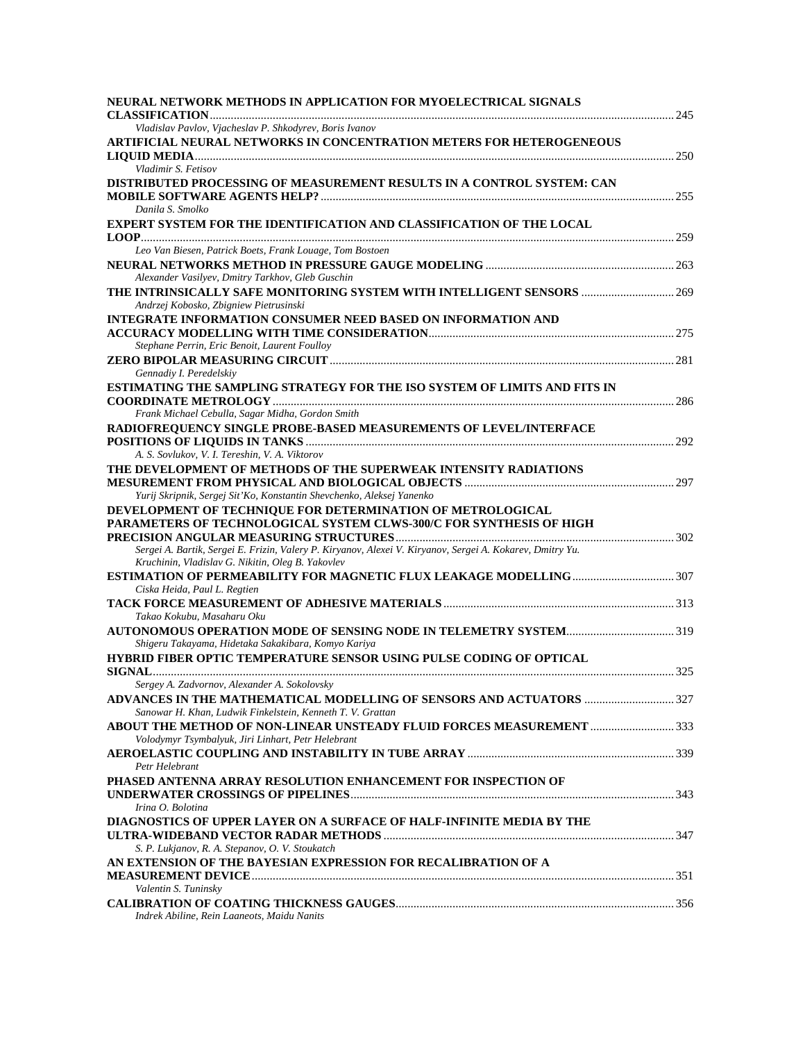**NEURAL NETWORK METHODS IN APPLICATION FOR MYOELECTRICAL SIGNALS CLASSIFICATION** ........ 245
*Vladislav Pavlov, Vjacheslav P. Shkodyrev, Boris Ivanov*

**ARTIFICIAL NEURAL NETWORKS IN CONCENTRATION METERS FOR HETEROGENEOUS LIQUID MEDIA** ........ 250
*Vladimir S. Fetisov*

**DISTRIBUTED PROCESSING OF MEASUREMENT RESULTS IN A CONTROL SYSTEM: CAN MOBILE SOFTWARE AGENTS HELP?** ........ 255
*Danila S. Smolko*

**EXPERT SYSTEM FOR THE IDENTIFICATION AND CLASSIFICATION OF THE LOCAL LOOP** ........ 259
*Leo Van Biesen, Patrick Boets, Frank Louage, Tom Bostoen*

**NEURAL NETWORKS METHOD IN PRESSURE GAUGE MODELING** ........ 263
*Alexander Vasilyev, Dmitry Tarkhov, Gleb Guschin*

**THE INTRINSICALLY SAFE MONITORING SYSTEM WITH INTELLIGENT SENSORS** ........ 269
*Andrzej Kobosko, Zbigniew Pietrusinski*

**INTEGRATE INFORMATION CONSUMER NEED BASED ON INFORMATION AND ACCURACY MODELLING WITH TIME CONSIDERATION** ........ 275
*Stephane Perrin, Eric Benoit, Laurent Foulloy*

**ZERO BIPOLAR MEASURING CIRCUIT** ........ 281
*Gennadiy I. Peredelskiy*

**ESTIMATING THE SAMPLING STRATEGY FOR THE ISO SYSTEM OF LIMITS AND FITS IN COORDINATE METROLOGY** ........ 286
*Frank Michael Cebulla, Sagar Midha, Gordon Smith*

**RADIOFREQUENCY SINGLE PROBE-BASED MEASUREMENTS OF LEVEL/INTERFACE POSITIONS OF LIQUIDS IN TANKS** ........ 292
*A. S. Sovlukov, V. I. Tereshin, V. A. Viktorov*

**THE DEVELOPMENT OF METHODS OF THE SUPERWEAK INTENSITY RADIATIONS MESUREMENT FROM PHYSICAL AND BIOLOGICAL OBJECTS** ........ 297
*Yurij Skripnik, Sergej Sit'Ko, Konstantin Shevchenko, Aleksej Yanenko*

**DEVELOPMENT OF TECHNIQUE FOR DETERMINATION OF METROLOGICAL PARAMETERS OF TECHNOLOGICAL SYSTEM CLWS-300/C FOR SYNTHESIS OF HIGH PRECISION ANGULAR MEASURING STRUCTURES** ........ 302
*Sergei A. Bartik, Sergei E. Frizin, Valery P. Kiryanov, Alexei V. Kiryanov, Sergei A. Kokarev, Dmitry Yu. Kruchinin, Vladislav G. Nikitin, Oleg B. Yakovlev*

**ESTIMATION OF PERMEABILITY FOR MAGNETIC FLUX LEAKAGE MODELLING** ........ 307
*Ciska Heida, Paul L. Regtien*

**TACK FORCE MEASUREMENT OF ADHESIVE MATERIALS** ........ 313
*Takao Kokubu, Masaharu Oku*

**AUTONOMOUS OPERATION MODE OF SENSING NODE IN TELEMETRY SYSTEM** ........ 319
*Shigeru Takayama, Hidetaka Sakakibara, Komyo Kariya*

**HYBRID FIBER OPTIC TEMPERATURE SENSOR USING PULSE CODING OF OPTICAL SIGNAL** ........ 325
*Sergey A. Zadvornov, Alexander A. Sokolovsky*

**ADVANCES IN THE MATHEMATICAL MODELLING OF SENSORS AND ACTUATORS** ........ 327
*Sanowar H. Khan, Ludwik Finkelstein, Kenneth T. V. Grattan*

**ABOUT THE METHOD OF NON-LINEAR UNSTEADY FLUID FORCES MEASUREMENT** ........ 333
*Volodymyr Tsymbalyuk, Jiri Linhart, Petr Helebrant*

**AEROELASTIC COUPLING AND INSTABILITY IN TUBE ARRAY** ........ 339
*Petr Helebrant*

**PHASED ANTENNA ARRAY RESOLUTION ENHANCEMENT FOR INSPECTION OF UNDERWATER CROSSINGS OF PIPELINES** ........ 343
*Irina O. Bolotina*

**DIAGNOSTICS OF UPPER LAYER ON A SURFACE OF HALF-INFINITE MEDIA BY THE ULTRA-WIDEBAND VECTOR RADAR METHODS** ........ 347
*S. P. Lukjanov, R. A. Stepanov, O. V. Stoukatch*

**AN EXTENSION OF THE BAYESIAN EXPRESSION FOR RECALIBRATION OF A MEASUREMENT DEVICE** ........ 351
*Valentin S. Tuninsky*

**CALIBRATION OF COATING THICKNESS GAUGES** ........ 356
*Indrek Abiline, Rein Laaneots, Maidu Nanits*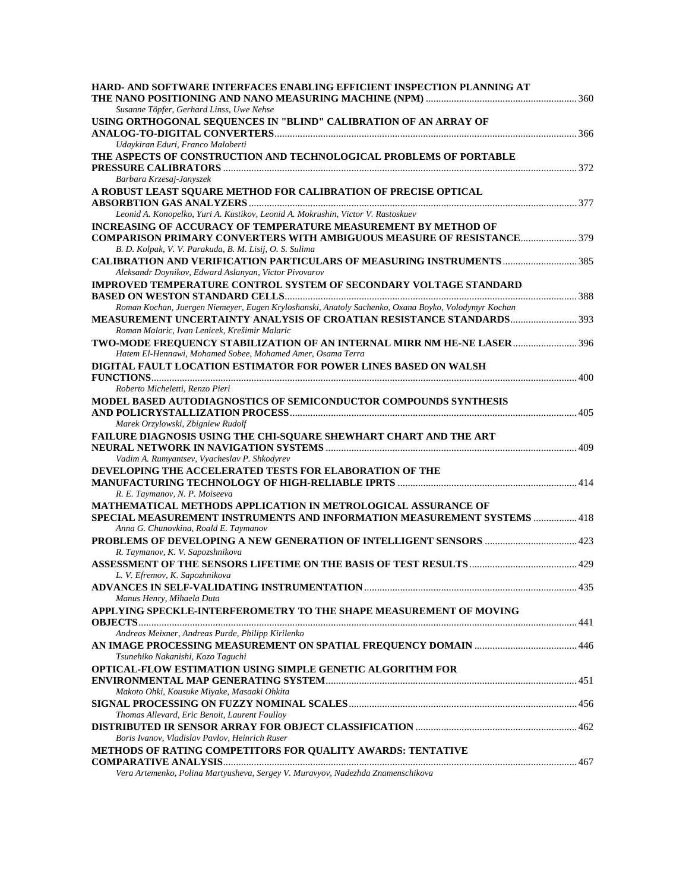**HARD- AND SOFTWARE INTERFACES ENABLING EFFICIENT INSPECTION PLANNING AT THE NANO POSITIONING AND NANO MEASURING MACHINE (NPM)** .......... 360
*Susanne Töpfer, Gerhard Linss, Uwe Nehse*

**USING ORTHOGONAL SEQUENCES IN "BLIND" CALIBRATION OF AN ARRAY OF ANALOG-TO-DIGITAL CONVERTERS** .......... 366
*Udaykiran Eduri, Franco Maloberti*

**THE ASPECTS OF CONSTRUCTION AND TECHNOLOGICAL PROBLEMS OF PORTABLE PRESSURE CALIBRATORS** .......... 372
*Barbara Krzesaj-Janyszek*

**A ROBUST LEAST SQUARE METHOD FOR CALIBRATION OF PRECISE OPTICAL ABSORBTION GAS ANALYZERS** .......... 377
*Leonid A. Konopelko, Yuri A. Kustikov, Leonid A. Mokrushin, Victor V. Rastoskuev*

**INCREASING OF ACCURACY OF TEMPERATURE MEASUREMENT BY METHOD OF COMPARISON PRIMARY CONVERTERS WITH AMBIGUOUS MEASURE OF RESISTANCE** .......... 379
*B. D. Kolpak, V. V. Parakuda, B. M. Lisij, O. S. Sulima*

**CALIBRATION AND VERIFICATION PARTICULARS OF MEASURING INSTRUMENTS** .......... 385
*Aleksandr Doynikov, Edward Aslanyan, Victor Pivovarov*

**IMPROVED TEMPERATURE CONTROL SYSTEM OF SECONDARY VOLTAGE STANDARD BASED ON WESTON STANDARD CELLS** .......... 388
*Roman Kochan, Juergen Niemeyer, Eugen Kryloshanski, Anatoly Sachenko, Oxana Boyko, Volodymyr Kochan*

**MEASUREMENT UNCERTAINTY ANALYSIS OF CROATIAN RESISTANCE STANDARDS** .......... 393
*Roman Malaric, Ivan Lenicek, Krešimir Malaric*

**TWO-MODE FREQUENCY STABILIZATION OF AN INTERNAL MIRR NM HE-NE LASER** .......... 396
*Hatem El-Hennawi, Mohamed Sobee, Mohamed Amer, Osama Terra*

**DIGITAL FAULT LOCATION ESTIMATOR FOR POWER LINES BASED ON WALSH FUNCTIONS** .......... 400
*Roberto Micheletti, Renzo Pieri*

**MODEL BASED AUTODIAGNOSTICS OF SEMICONDUCTOR COMPOUNDS SYNTHESIS AND POLICRYSTALLIZATION PROCESS** .......... 405
*Marek Orzylowski, Zbigniew Rudolf*

**FAILURE DIAGNOSIS USING THE CHI-SQUARE SHEWHART CHART AND THE ART NEURAL NETWORK IN NAVIGATION SYSTEMS** .......... 409
*Vadim A. Rumyantsev, Vyacheslav P. Shkodyrev*

**DEVELOPING THE ACCELERATED TESTS FOR ELABORATION OF THE MANUFACTURING TECHNOLOGY OF HIGH-RELIABLE IPRTS** .......... 414
*R. E. Taymanov, N. P. Moiseeva*

**MATHEMATICAL METHODS APPLICATION IN METROLOGICAL ASSURANCE OF SPECIAL MEASUREMENT INSTRUMENTS AND INFORMATION MEASUREMENT SYSTEMS** .......... 418
*Anna G. Chunovkina, Roald E. Taymanov*

**PROBLEMS OF DEVELOPING A NEW GENERATION OF INTELLIGENT SENSORS** .......... 423
*R. Taymanov, K. V. Sapozhnikova*

**ASSESSMENT OF THE SENSORS LIFETIME ON THE BASIS OF TEST RESULTS** .......... 429
*L. V. Efremov, K. Sapozhnikova*

**ADVANCES IN SELF-VALIDATING INSTRUMENTATION** .......... 435
*Manus Henry, Mihaela Duta*

**APPLYING SPECKLE-INTERFEROMETRY TO THE SHAPE MEASUREMENT OF MOVING OBJECTS** .......... 441
*Andreas Meixner, Andreas Purde, Philipp Kirilenko*

**AN IMAGE PROCESSING MEASUREMENT ON SPATIAL FREQUENCY DOMAIN** .......... 446
*Tsunehiko Nakanishi, Kozo Taguchi*

**OPTICAL-FLOW ESTIMATION USING SIMPLE GENETIC ALGORITHM FOR ENVIRONMENTAL MAP GENERATING SYSTEM** .......... 451
*Makoto Ohki, Kousuke Miyake, Masaaki Ohkita*

**SIGNAL PROCESSING ON FUZZY NOMINAL SCALES** .......... 456
*Thomas Allevard, Eric Benoit, Laurent Foulloy*

**DISTRIBUTED IR SENSOR ARRAY FOR OBJECT CLASSIFICATION** .......... 462
*Boris Ivanov, Vladislav Pavlov, Heinrich Ruser*

**METHODS OF RATING COMPETITORS FOR QUALITY AWARDS: TENTATIVE COMPARATIVE ANALYSIS** .......... 467
*Vera Artemenko, Polina Martyusheva, Sergey V. Muravyov, Nadezhda Znamenschikova*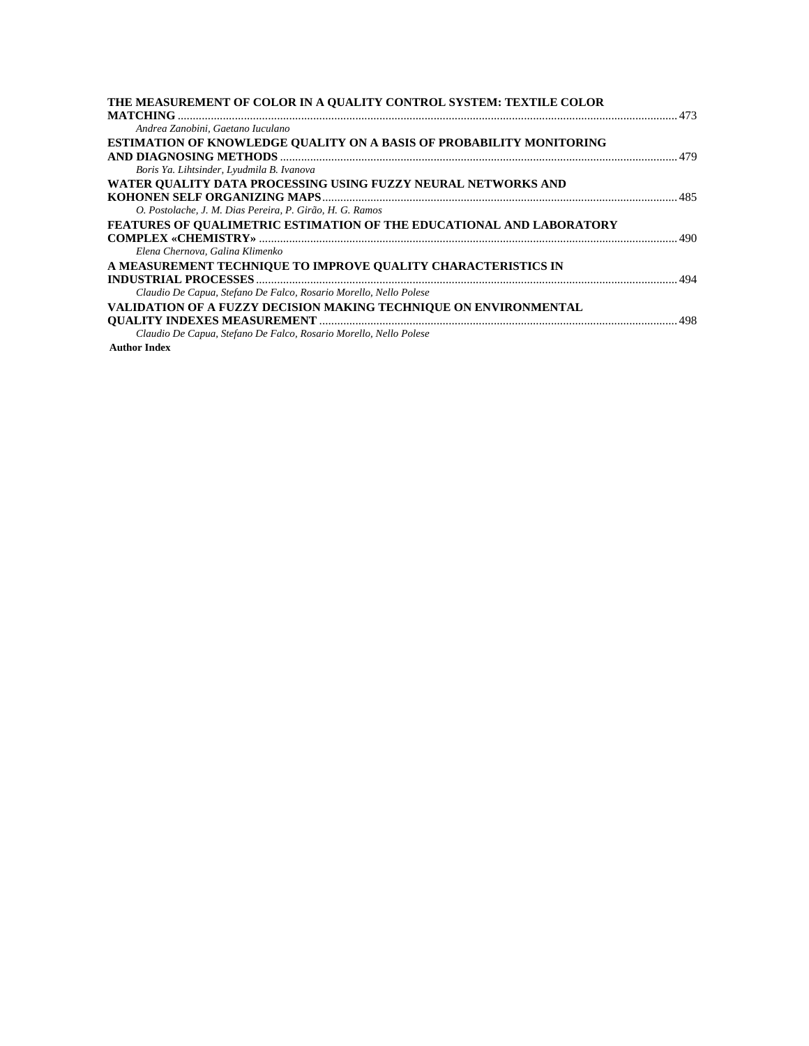**THE MEASUREMENT OF COLOR IN A QUALITY CONTROL SYSTEM: TEXTILE COLOR MATCHING** ........ 473
*Andrea Zanobini, Gaetano Iuculano*

**ESTIMATION OF KNOWLEDGE QUALITY ON A BASIS OF PROBABILITY MONITORING AND DIAGNOSING METHODS** ........ 479
*Boris Ya. Lihtsinder, Lyudmila B. Ivanova*

**WATER QUALITY DATA PROCESSING USING FUZZY NEURAL NETWORKS AND KOHONEN SELF ORGANIZING MAPS** ........ 485
*O. Postolache, J. M. Dias Pereira, P. Girão, H. G. Ramos*

**FEATURES OF QUALIMETRIC ESTIMATION OF THE EDUCATIONAL AND LABORATORY COMPLEX «CHEMISTRY»** ........ 490
*Elena Chernova, Galina Klimenko*

**A MEASUREMENT TECHNIQUE TO IMPROVE QUALITY CHARACTERISTICS IN INDUSTRIAL PROCESSES** ........ 494
*Claudio De Capua, Stefano De Falco, Rosario Morello, Nello Polese*

**VALIDATION OF A FUZZY DECISION MAKING TECHNIQUE ON ENVIRONMENTAL QUALITY INDEXES MEASUREMENT** ........ 498
*Claudio De Capua, Stefano De Falco, Rosario Morello, Nello Polese*

**Author Index**